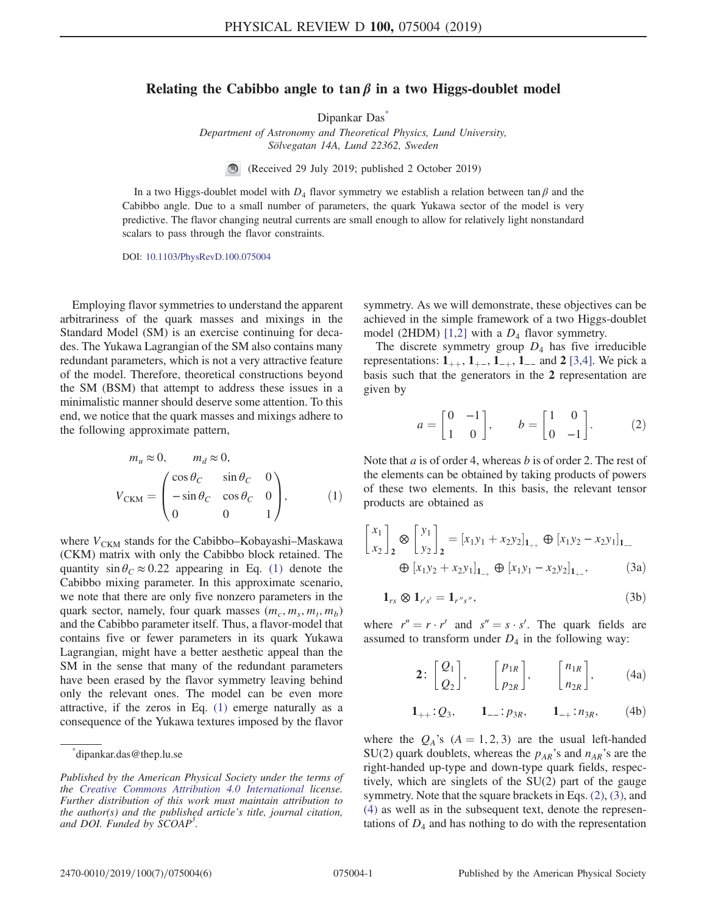# Relating the Cabibbo angle to $\tan\beta$ in a two Higgs-doublet model

Dipankar Das[*]

*Department of Astronomy and Theoretical Physics, Lund University, Sölvegatan 14A, Lund 22362, Sweden*

(Received 29 July 2019; published 2 October 2019)

In a two Higgs-doublet model with $D_4$ flavor symmetry we establish a relation between $\tan\beta$ and the Cabibbo angle. Due to a small number of parameters, the quark Yukawa sector of the model is very predictive. The flavor changing neutral currents are small enough to allow for relatively light nonstandard scalars to pass through the flavor constraints.

DOI: 10.1103/PhysRevD.100.075004

Employing flavor symmetries to understand the apparent arbitrariness of the quark masses and mixings in the Standard Model (SM) is an exercise continuing for decades. The Yukawa Lagrangian of the SM also contains many redundant parameters, which is not a very attractive feature of the model. Therefore, theoretical constructions beyond the SM (BSM) that attempt to address these issues in a minimalistic manner should deserve some attention. To this end, we notice that the quark masses and mixings adhere to the following approximate pattern,

$$
m_u \approx 0, \qquad m_d \approx 0, \\
V_{\text{CKM}} = \begin{pmatrix} \cos\theta_C & \sin\theta_C & 0 \\ -\sin\theta_C & \cos\theta_C & 0 \\ 0 & 0 & 1 \end{pmatrix}, \tag{1}
$$

where $V_{\text{CKM}}$ stands for the Cabibbo–Kobayashi–Maskawa (CKM) matrix with only the Cabibbo block retained. The quantity $\sin\theta_C \approx 0.22$ appearing in Eq. (1) denote the Cabibbo mixing parameter. In this approximate scenario, we note that there are only five nonzero parameters in the quark sector, namely, four quark masses $(m_c, m_s, m_t, m_b)$ and the Cabibbo parameter itself. Thus, a flavor-model that contains five or fewer parameters in its quark Yukawa Lagrangian, might have a better aesthetic appeal than the SM in the sense that many of the redundant parameters have been erased by the flavor symmetry leaving behind only the relevant ones. The model can be even more attractive, if the zeros in Eq. (1) emerge naturally as a consequence of the Yukawa textures imposed by the flavor symmetry. As we will demonstrate, these objectives can be achieved in the simple framework of a two Higgs-doublet model (2HDM) [1,2] with a $D_4$ flavor symmetry.

The discrete symmetry group $D_4$ has five irreducible representations: $\mathbf{1}_{++}$, $\mathbf{1}_{+-}$, $\mathbf{1}_{-+}$, $\mathbf{1}_{--}$ and $\mathbf{2}$ [3,4]. We pick a basis such that the generators in the $\mathbf{2}$ representation are given by

$$
a = \begin{bmatrix} 0 & -1 \\ 1 & 0 \end{bmatrix}, \qquad b = \begin{bmatrix} 1 & 0 \\ 0 & -1 \end{bmatrix}. \tag{2}
$$

Note that $a$ is of order 4, whereas $b$ is of order 2. The rest of the elements can be obtained by taking products of powers of these two elements. In this basis, the relevant tensor products are obtained as

$$
\begin{bmatrix} x_1 \\ x_2 \end{bmatrix}_{\mathbf{2}} \otimes \begin{bmatrix} y_1 \\ y_2 \end{bmatrix}_{\mathbf{2}} = [x_1y_1 + x_2y_2]_{\mathbf{1}_{++}} \oplus [x_1y_2 - x_2y_1]_{\mathbf{1}_{--}} \\
\oplus [x_1y_2 + x_2y_1]_{\mathbf{1}_{-+}} \oplus [x_1y_1 - x_2y_2]_{\mathbf{1}_{+-}}, \tag{3a}
$$

$$
\mathbf{1}_{rs} \otimes \mathbf{1}_{r's'} = \mathbf{1}_{r''s''}, \tag{3b}
$$

where $r'' = r \cdot r'$ and $s'' = s \cdot s'$. The quark fields are assumed to transform under $D_4$ in the following way:

$$
\mathbf{2}: \begin{bmatrix} Q_1 \\ Q_2 \end{bmatrix}, \qquad \begin{bmatrix} p_{1R} \\ p_{2R} \end{bmatrix}, \qquad \begin{bmatrix} n_{1R} \\ n_{2R} \end{bmatrix}, \tag{4a}
$$

$$
\mathbf{1}_{++}: Q_3, \qquad \mathbf{1}_{--}: p_{3R}, \qquad \mathbf{1}_{-+}: n_{3R}, \tag{4b}
$$

where the $Q_A$'s $(A = 1, 2, 3)$ are the usual left-handed SU(2) quark doublets, whereas the $p_{AR}$'s and $n_{AR}$'s are the right-handed up-type and down-type quark fields, respectively, which are singlets of the SU(2) part of the gauge symmetry. Note that the square brackets in Eqs. (2), (3), and (4) as well as in the subsequent text, denote the representations of $D_4$ and has nothing to do with the representation

---

[*] dipankar.das@thep.lu.se

*Published by the American Physical Society under the terms of the Creative Commons Attribution 4.0 International license. Further distribution of this work must maintain attribution to the author(s) and the published article's title, journal citation, and DOI. Funded by SCOAP[3].*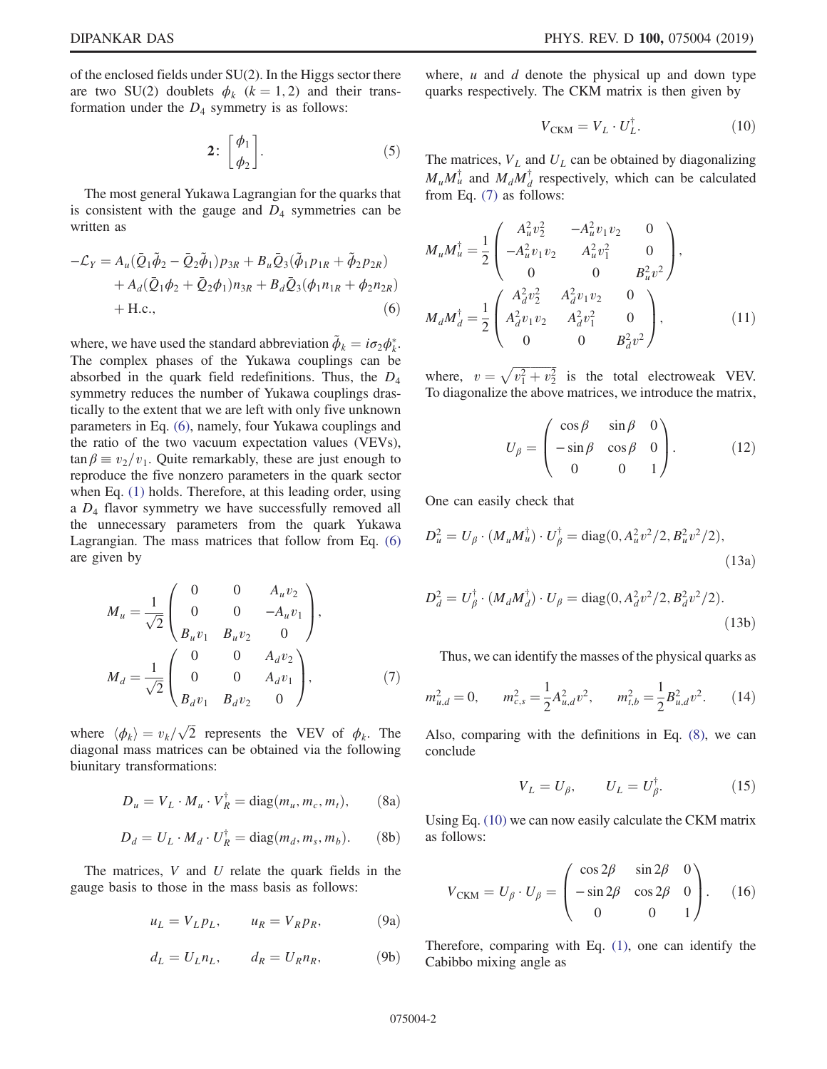of the enclosed fields under SU(2). In the Higgs sector there are two SU(2) doublets $\phi_k$ $(k = 1, 2)$ and their transformation under the $D_4$ symmetry is as follows:

$$\mathbf{2}\colon \begin{bmatrix} \phi_1 \\ \phi_2 \end{bmatrix}. \tag{5}$$

The most general Yukawa Lagrangian for the quarks that is consistent with the gauge and $D_4$ symmetries can be written as

$$\begin{aligned} -\mathcal{L}_Y = {} & A_u(\bar{Q}_1\tilde{\phi}_2 - \bar{Q}_2\tilde{\phi}_1)p_{3R} + B_u\bar{Q}_3(\tilde{\phi}_1 p_{1R} + \tilde{\phi}_2 p_{2R}) \\ & + A_d(\bar{Q}_1\phi_2 + \bar{Q}_2\phi_1)n_{3R} + B_d\bar{Q}_3(\phi_1 n_{1R} + \phi_2 n_{2R}) \\ & + \text{H.c.}, \end{aligned} \tag{6}$$

where, we have used the standard abbreviation $\tilde{\phi}_k = i\sigma_2\phi_k^*$. The complex phases of the Yukawa couplings can be absorbed in the quark field redefinitions. Thus, the $D_4$ symmetry reduces the number of Yukawa couplings drastically to the extent that we are left with only five unknown parameters in Eq. (6), namely, four Yukawa couplings and the ratio of the two vacuum expectation values (VEVs), $\tan\beta \equiv v_2/v_1$. Quite remarkably, these are just enough to reproduce the five nonzero parameters in the quark sector when Eq. (1) holds. Therefore, at this leading order, using a $D_4$ flavor symmetry we have successfully removed all the unnecessary parameters from the quark Yukawa Lagrangian. The mass matrices that follow from Eq. (6) are given by

$$M_u = \frac{1}{\sqrt{2}}\begin{pmatrix} 0 & 0 & A_u v_2 \\ 0 & 0 & -A_u v_1 \\ B_u v_1 & B_u v_2 & 0 \end{pmatrix},$$

$$M_d = \frac{1}{\sqrt{2}}\begin{pmatrix} 0 & 0 & A_d v_2 \\ 0 & 0 & A_d v_1 \\ B_d v_1 & B_d v_2 & 0 \end{pmatrix}, \tag{7}$$

where $\langle\phi_k\rangle = v_k/\sqrt{2}$ represents the VEV of $\phi_k$. The diagonal mass matrices can be obtained via the following biunitary transformations:

$$D_u = V_L \cdot M_u \cdot V_R^\dagger = \text{diag}(m_u, m_c, m_t), \tag{8a}$$

$$D_d = U_L \cdot M_d \cdot U_R^\dagger = \text{diag}(m_d, m_s, m_b). \tag{8b}$$

The matrices, $V$ and $U$ relate the quark fields in the gauge basis to those in the mass basis as follows:

$$u_L = V_L p_L, \qquad u_R = V_R p_R, \tag{9a}$$

$$d_L = U_L n_L, \qquad d_R = U_R n_R, \tag{9b}$$

where, $u$ and $d$ denote the physical up and down type quarks respectively. The CKM matrix is then given by

$$V_{\text{CKM}} = V_L \cdot U_L^\dagger. \tag{10}$$

The matrices, $V_L$ and $U_L$ can be obtained by diagonalizing $M_u M_u^\dagger$ and $M_d M_d^\dagger$ respectively, which can be calculated from Eq. (7) as follows:

$$M_u M_u^\dagger = \frac{1}{2}\begin{pmatrix} A_u^2 v_2^2 & -A_u^2 v_1 v_2 & 0 \\ -A_u^2 v_1 v_2 & A_u^2 v_1^2 & 0 \\ 0 & 0 & B_u^2 v^2 \end{pmatrix},$$

$$M_d M_d^\dagger = \frac{1}{2}\begin{pmatrix} A_d^2 v_2^2 & A_d^2 v_1 v_2 & 0 \\ A_d^2 v_1 v_2 & A_d^2 v_1^2 & 0 \\ 0 & 0 & B_d^2 v^2 \end{pmatrix}, \tag{11}$$

where, $v = \sqrt{v_1^2 + v_2^2}$ is the total electroweak VEV. To diagonalize the above matrices, we introduce the matrix,

$$U_\beta = \begin{pmatrix} \cos\beta & \sin\beta & 0 \\ -\sin\beta & \cos\beta & 0 \\ 0 & 0 & 1 \end{pmatrix}. \tag{12}$$

One can easily check that

$$D_u^2 = U_\beta \cdot (M_u M_u^\dagger) \cdot U_\beta^\dagger = \text{diag}(0, A_u^2 v^2/2, B_u^2 v^2/2), \tag{13a}$$

$$D_d^2 = U_\beta^\dagger \cdot (M_d M_d^\dagger) \cdot U_\beta = \text{diag}(0, A_d^2 v^2/2, B_d^2 v^2/2). \tag{13b}$$

Thus, we can identify the masses of the physical quarks as

$$m_{u,d}^2 = 0, \qquad m_{c,s}^2 = \frac{1}{2}A_{u,d}^2 v^2, \qquad m_{t,b}^2 = \frac{1}{2}B_{u,d}^2 v^2. \tag{14}$$

Also, comparing with the definitions in Eq. (8), we can conclude

$$V_L = U_\beta, \qquad U_L = U_\beta^\dagger. \tag{15}$$

Using Eq. (10) we can now easily calculate the CKM matrix as follows:

$$V_{\text{CKM}} = U_\beta \cdot U_\beta = \begin{pmatrix} \cos 2\beta & \sin 2\beta & 0 \\ -\sin 2\beta & \cos 2\beta & 0 \\ 0 & 0 & 1 \end{pmatrix}. \tag{16}$$

Therefore, comparing with Eq. (1), one can identify the Cabibbo mixing angle as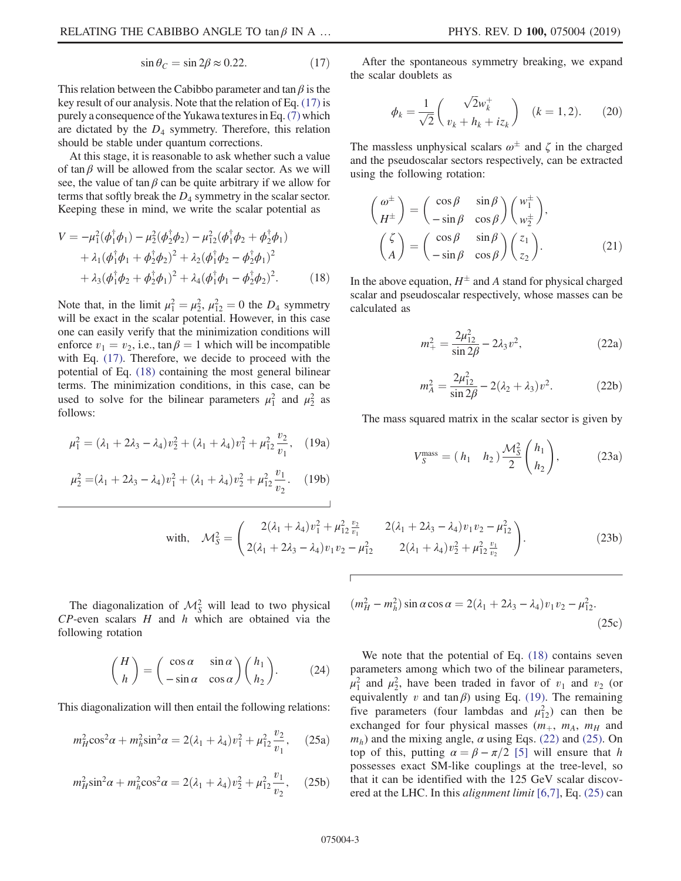$$\sin\theta_C = \sin 2\beta \approx 0.22. \tag{17}$$

This relation between the Cabibbo parameter and $\tan\beta$ is the key result of our analysis. Note that the relation of Eq. (17) is purely a consequence of the Yukawa textures in Eq. (7) which are dictated by the $D_4$ symmetry. Therefore, this relation should be stable under quantum corrections.

At this stage, it is reasonable to ask whether such a value of $\tan\beta$ will be allowed from the scalar sector. As we will see, the value of $\tan\beta$ can be quite arbitrary if we allow for terms that softly break the $D_4$ symmetry in the scalar sector. Keeping these in mind, we write the scalar potential as

$$\begin{aligned} V = & -\mu_1^2(\phi_1^\dagger\phi_1) - \mu_2^2(\phi_2^\dagger\phi_2) - \mu_{12}^2(\phi_1^\dagger\phi_2 + \phi_2^\dagger\phi_1) \\ & + \lambda_1(\phi_1^\dagger\phi_1 + \phi_2^\dagger\phi_2)^2 + \lambda_2(\phi_1^\dagger\phi_2 - \phi_2^\dagger\phi_1)^2 \\ & + \lambda_3(\phi_1^\dagger\phi_2 + \phi_2^\dagger\phi_1)^2 + \lambda_4(\phi_1^\dagger\phi_1 - \phi_2^\dagger\phi_2)^2. \end{aligned} \tag{18}$$

Note that, in the limit $\mu_1^2 = \mu_2^2$, $\mu_{12}^2 = 0$ the $D_4$ symmetry will be exact in the scalar potential. However, in this case one can easily verify that the minimization conditions will enforce $v_1 = v_2$, i.e., $\tan\beta = 1$ which will be incompatible with Eq. (17). Therefore, we decide to proceed with the potential of Eq. (18) containing the most general bilinear terms. The minimization conditions, in this case, can be used to solve for the bilinear parameters $\mu_1^2$ and $\mu_2^2$ as follows:

$$\mu_1^2 = (\lambda_1 + 2\lambda_3 - \lambda_4)v_2^2 + (\lambda_1 + \lambda_4)v_1^2 + \mu_{12}^2\frac{v_2}{v_1}, \tag{19a}$$

$$\mu_2^2 = (\lambda_1 + 2\lambda_3 - \lambda_4)v_1^2 + (\lambda_1 + \lambda_4)v_2^2 + \mu_{12}^2\frac{v_1}{v_2}. \tag{19b}$$

After the spontaneous symmetry breaking, we expand the scalar doublets as

$$\phi_k = \frac{1}{\sqrt{2}}\begin{pmatrix} \sqrt{2}w_k^+ \\ v_k + h_k + iz_k \end{pmatrix} \quad (k = 1, 2). \tag{20}$$

The massless unphysical scalars $\omega^\pm$ and $\zeta$ in the charged and the pseudoscalar sectors respectively, can be extracted using the following rotation:

$$\begin{pmatrix} \omega^\pm \\ H^\pm \end{pmatrix} = \begin{pmatrix} \cos\beta & \sin\beta \\ -\sin\beta & \cos\beta \end{pmatrix}\begin{pmatrix} w_1^\pm \\ w_2^\pm \end{pmatrix},$$
$$\begin{pmatrix} \zeta \\ A \end{pmatrix} = \begin{pmatrix} \cos\beta & \sin\beta \\ -\sin\beta & \cos\beta \end{pmatrix}\begin{pmatrix} z_1 \\ z_2 \end{pmatrix}. \tag{21}$$

In the above equation, $H^\pm$ and $A$ stand for physical charged scalar and pseudoscalar respectively, whose masses can be calculated as

$$m_+^2 = \frac{2\mu_{12}^2}{\sin 2\beta} - 2\lambda_3 v^2, \tag{22a}$$

$$m_A^2 = \frac{2\mu_{12}^2}{\sin 2\beta} - 2(\lambda_2 + \lambda_3)v^2. \tag{22b}$$

The mass squared matrix in the scalar sector is given by

$$V_S^{\text{mass}} = \begin{pmatrix} h_1 & h_2 \end{pmatrix}\frac{\mathcal{M}_S^2}{2}\begin{pmatrix} h_1 \\ h_2 \end{pmatrix}, \tag{23a}$$

$$\text{with,} \quad \mathcal{M}_S^2 = \begin{pmatrix} 2(\lambda_1 + \lambda_4)v_1^2 + \mu_{12}^2\frac{v_2}{v_1} & 2(\lambda_1 + 2\lambda_3 - \lambda_4)v_1 v_2 - \mu_{12}^2 \\ 2(\lambda_1 + 2\lambda_3 - \lambda_4)v_1 v_2 - \mu_{12}^2 & 2(\lambda_1 + \lambda_4)v_2^2 + \mu_{12}^2\frac{v_1}{v_2} \end{pmatrix}. \tag{23b}$$

The diagonalization of $\mathcal{M}_S^2$ will lead to two physical $CP$-even scalars $H$ and $h$ which are obtained via the following rotation

$$\begin{pmatrix} H \\ h \end{pmatrix} = \begin{pmatrix} \cos\alpha & \sin\alpha \\ -\sin\alpha & \cos\alpha \end{pmatrix}\begin{pmatrix} h_1 \\ h_2 \end{pmatrix}. \tag{24}$$

This diagonalization will then entail the following relations:

$$m_H^2\cos^2\alpha + m_h^2\sin^2\alpha = 2(\lambda_1 + \lambda_4)v_1^2 + \mu_{12}^2\frac{v_2}{v_1}, \tag{25a}$$

$$m_H^2\sin^2\alpha + m_h^2\cos^2\alpha = 2(\lambda_1 + \lambda_4)v_2^2 + \mu_{12}^2\frac{v_1}{v_2}, \tag{25b}$$

$$(m_H^2 - m_h^2)\sin\alpha\cos\alpha = 2(\lambda_1 + 2\lambda_3 - \lambda_4)v_1 v_2 - \mu_{12}^2. \tag{25c}$$

We note that the potential of Eq. (18) contains seven parameters among which two of the bilinear parameters, $\mu_1^2$ and $\mu_2^2$, have been traded in favor of $v_1$ and $v_2$ (or equivalently $v$ and $\tan\beta$) using Eq. (19). The remaining five parameters (four lambdas and $\mu_{12}^2$) can then be exchanged for four physical masses ($m_+$, $m_A$, $m_H$ and $m_h$) and the mixing angle, $\alpha$ using Eqs. (22) and (25). On top of this, putting $\alpha = \beta - \pi/2$ [5] will ensure that $h$ possesses exact SM-like couplings at the tree-level, so that it can be identified with the 125 GeV scalar discovered at the LHC. In this *alignment limit* [6,7], Eq. (25) can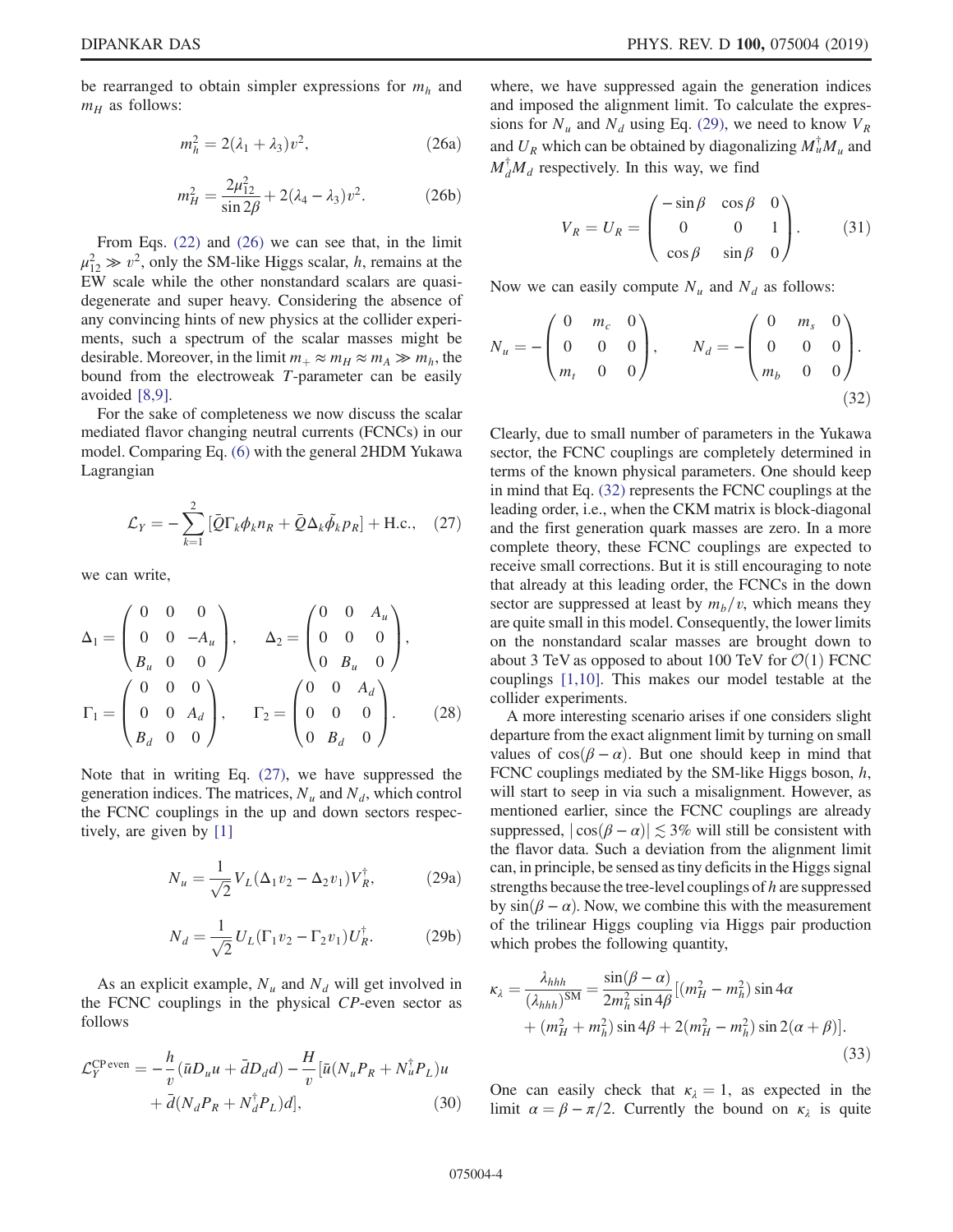be rearranged to obtain simpler expressions for $m_h$ and $m_H$ as follows:

$$m_h^2 = 2(\lambda_1 + \lambda_3)v^2, \tag{26a}$$

$$m_H^2 = \frac{2\mu_{12}^2}{\sin 2\beta} + 2(\lambda_4 - \lambda_3)v^2. \tag{26b}$$

From Eqs. (22) and (26) we can see that, in the limit $\mu_{12}^2 \gg v^2$, only the SM-like Higgs scalar, $h$, remains at the EW scale while the other nonstandard scalars are quasi-degenerate and super heavy. Considering the absence of any convincing hints of new physics at the collider experiments, such a spectrum of the scalar masses might be desirable. Moreover, in the limit $m_+ \approx m_H \approx m_A \gg m_h$, the bound from the electroweak $T$-parameter can be easily avoided [8,9].

For the sake of completeness we now discuss the scalar mediated flavor changing neutral currents (FCNCs) in our model. Comparing Eq. (6) with the general 2HDM Yukawa Lagrangian

$$\mathcal{L}_Y = -\sum_{k=1}^{2}[\bar{Q}\Gamma_k \phi_k n_R + \bar{Q}\Delta_k \tilde{\phi}_k p_R] + \text{H.c.}, \tag{27}$$

we can write,

$$\Delta_1 = \begin{pmatrix} 0 & 0 & 0 \\ 0 & 0 & -A_u \\ B_u & 0 & 0 \end{pmatrix}, \qquad \Delta_2 = \begin{pmatrix} 0 & 0 & A_u \\ 0 & 0 & 0 \\ 0 & B_u & 0 \end{pmatrix},$$
$$\Gamma_1 = \begin{pmatrix} 0 & 0 & 0 \\ 0 & 0 & A_d \\ B_d & 0 & 0 \end{pmatrix}, \qquad \Gamma_2 = \begin{pmatrix} 0 & 0 & A_d \\ 0 & 0 & 0 \\ 0 & B_d & 0 \end{pmatrix}. \tag{28}$$

Note that in writing Eq. (27), we have suppressed the generation indices. The matrices, $N_u$ and $N_d$, which control the FCNC couplings in the up and down sectors respectively, are given by [1]

$$N_u = \frac{1}{\sqrt{2}} V_L(\Delta_1 v_2 - \Delta_2 v_1)V_R^\dagger, \tag{29a}$$

$$N_d = \frac{1}{\sqrt{2}} U_L(\Gamma_1 v_2 - \Gamma_2 v_1)U_R^\dagger. \tag{29b}$$

As an explicit example, $N_u$ and $N_d$ will get involved in the FCNC couplings in the physical $CP$-even sector as follows

$$\mathcal{L}_Y^{\text{CP even}} = -\frac{h}{v}(\bar{u}D_u u + \bar{d}D_d d) - \frac{H}{v}[\bar{u}(N_u P_R + N_u^\dagger P_L)u + \bar{d}(N_d P_R + N_d^\dagger P_L)d], \tag{30}$$

where, we have suppressed again the generation indices and imposed the alignment limit. To calculate the expressions for $N_u$ and $N_d$ using Eq. (29), we need to know $V_R$ and $U_R$ which can be obtained by diagonalizing $M_u^\dagger M_u$ and $M_d^\dagger M_d$ respectively. In this way, we find

$$V_R = U_R = \begin{pmatrix} -\sin\beta & \cos\beta & 0 \\ 0 & 0 & 1 \\ \cos\beta & \sin\beta & 0 \end{pmatrix}. \tag{31}$$

Now we can easily compute $N_u$ and $N_d$ as follows:

$$N_u = -\begin{pmatrix} 0 & m_c & 0 \\ 0 & 0 & 0 \\ m_t & 0 & 0 \end{pmatrix}, \qquad N_d = -\begin{pmatrix} 0 & m_s & 0 \\ 0 & 0 & 0 \\ m_b & 0 & 0 \end{pmatrix}. \tag{32}$$

Clearly, due to small number of parameters in the Yukawa sector, the FCNC couplings are completely determined in terms of the known physical parameters. One should keep in mind that Eq. (32) represents the FCNC couplings at the leading order, i.e., when the CKM matrix is block-diagonal and the first generation quark masses are zero. In a more complete theory, these FCNC couplings are expected to receive small corrections. But it is still encouraging to note that already at this leading order, the FCNCs in the down sector are suppressed at least by $m_b/v$, which means they are quite small in this model. Consequently, the lower limits on the nonstandard scalar masses are brought down to about 3 TeV as opposed to about 100 TeV for $\mathcal{O}(1)$ FCNC couplings [1,10]. This makes our model testable at the collider experiments.

A more interesting scenario arises if one considers slight departure from the exact alignment limit by turning on small values of $\cos(\beta - \alpha)$. But one should keep in mind that FCNC couplings mediated by the SM-like Higgs boson, $h$, will start to seep in via such a misalignment. However, as mentioned earlier, since the FCNC couplings are already suppressed, $|\cos(\beta - \alpha)| \lesssim 3\%$ will still be consistent with the flavor data. Such a deviation from the alignment limit can, in principle, be sensed as tiny deficits in the Higgs signal strengths because the tree-level couplings of $h$ are suppressed by $\sin(\beta - \alpha)$. Now, we combine this with the measurement of the trilinear Higgs coupling via Higgs pair production which probes the following quantity,

$$\kappa_\lambda = \frac{\lambda_{hhh}}{(\lambda_{hhh})^{\text{SM}}} = \frac{\sin(\beta - \alpha)}{2m_h^2 \sin 4\beta}[(m_H^2 - m_h^2)\sin 4\alpha + (m_H^2 + m_h^2)\sin 4\beta + 2(m_H^2 - m_h^2)\sin 2(\alpha + \beta)]. \tag{33}$$

One can easily check that $\kappa_\lambda = 1$, as expected in the limit $\alpha = \beta - \pi/2$. Currently the bound on $\kappa_\lambda$ is quite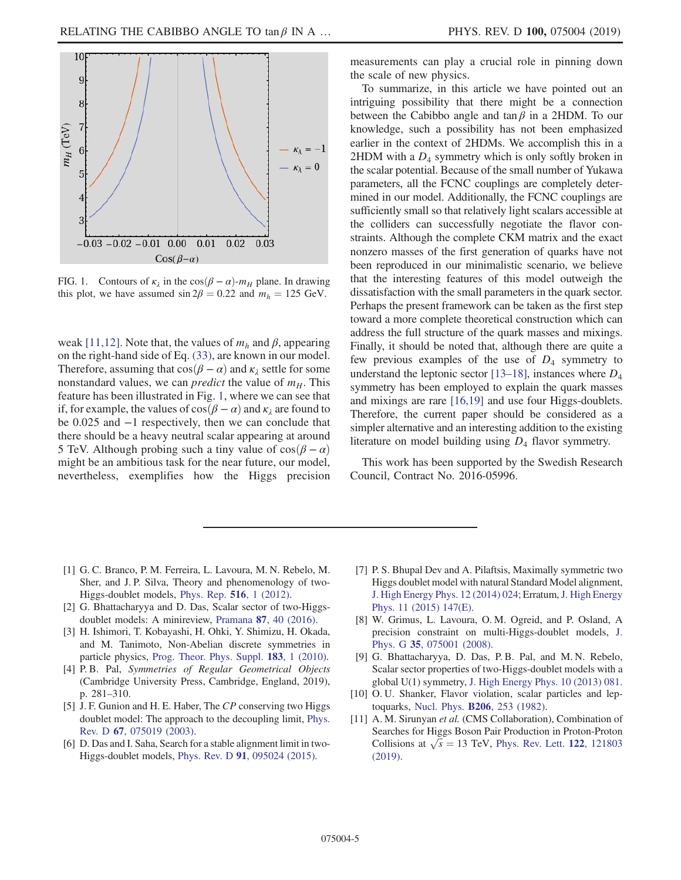FIG. 1. Contours of $\kappa_\lambda$ in the $\cos(\beta-\alpha)$-$m_H$ plane. In drawing this plot, we have assumed $\sin 2\beta = 0.22$ and $m_h = 125$ GeV.

weak [11,12]. Note that, the values of $m_h$ and $\beta$, appearing on the right-hand side of Eq. (33), are known in our model. Therefore, assuming that $\cos(\beta-\alpha)$ and $\kappa_\lambda$ settle for some nonstandard values, we can *predict* the value of $m_H$. This feature has been illustrated in Fig. 1, where we can see that if, for example, the values of $\cos(\beta-\alpha)$ and $\kappa_\lambda$ are found to be 0.025 and $-1$ respectively, then we can conclude that there should be a heavy neutral scalar appearing at around 5 TeV. Although probing such a tiny value of $\cos(\beta-\alpha)$ might be an ambitious task for the near future, our model, nevertheless, exemplifies how the Higgs precision measurements can play a crucial role in pinning down the scale of new physics.

To summarize, in this article we have pointed out an intriguing possibility that there might be a connection between the Cabibbo angle and $\tan\beta$ in a 2HDM. To our knowledge, such a possibility has not been emphasized earlier in the context of 2HDMs. We accomplish this in a 2HDM with a $D_4$ symmetry which is only softly broken in the scalar potential. Because of the small number of Yukawa parameters, all the FCNC couplings are completely determined in our model. Additionally, the FCNC couplings are sufficiently small so that relatively light scalars accessible at the colliders can successfully negotiate the flavor constraints. Although the complete CKM matrix and the exact nonzero masses of the first generation of quarks have not been reproduced in our minimalistic scenario, we believe that the interesting features of this model outweigh the dissatisfaction with the small parameters in the quark sector. Perhaps the present framework can be taken as the first step toward a more complete theoretical construction which can address the full structure of the quark masses and mixings. Finally, it should be noted that, although there are quite a few previous examples of the use of $D_4$ symmetry to understand the leptonic sector [13–18], instances where $D_4$ symmetry has been employed to explain the quark masses and mixings are rare [16,19] and use four Higgs-doublets. Therefore, the current paper should be considered as a simpler alternative and an interesting addition to the existing literature on model building using $D_4$ flavor symmetry.

This work has been supported by the Swedish Research Council, Contract No. 2016-05996.

---

[1] G. C. Branco, P. M. Ferreira, L. Lavoura, M. N. Rebelo, M. Sher, and J. P. Silva, Theory and phenomenology of two-Higgs-doublet models, Phys. Rep. **516**, 1 (2012).

[2] G. Bhattacharyya and D. Das, Scalar sector of two-Higgs-doublet models: A minireview, Pramana **87**, 40 (2016).

[3] H. Ishimori, T. Kobayashi, H. Ohki, Y. Shimizu, H. Okada, and M. Tanimoto, Non-Abelian discrete symmetries in particle physics, Prog. Theor. Phys. Suppl. **183**, 1 (2010).

[4] P. B. Pal, *Symmetries of Regular Geometrical Objects* (Cambridge University Press, Cambridge, England, 2019), p. 281–310.

[5] J. F. Gunion and H. E. Haber, The *CP* conserving two Higgs doublet model: The approach to the decoupling limit, Phys. Rev. D **67**, 075019 (2003).

[6] D. Das and I. Saha, Search for a stable alignment limit in two-Higgs-doublet models, Phys. Rev. D **91**, 095024 (2015).

[7] P. S. Bhupal Dev and A. Pilaftsis, Maximally symmetric two Higgs doublet model with natural Standard Model alignment, J. High Energy Phys. 12 (2014) 024; Erratum, J. High Energy Phys. 11 (2015) 147(E).

[8] W. Grimus, L. Lavoura, O. M. Ogreid, and P. Osland, A precision constraint on multi-Higgs-doublet models, J. Phys. G **35**, 075001 (2008).

[9] G. Bhattacharyya, D. Das, P. B. Pal, and M. N. Rebelo, Scalar sector properties of two-Higgs-doublet models with a global U(1) symmetry, J. High Energy Phys. 10 (2013) 081.

[10] O. U. Shanker, Flavor violation, scalar particles and leptoquarks, Nucl. Phys. **B206**, 253 (1982).

[11] A. M. Sirunyan *et al.* (CMS Collaboration), Combination of Searches for Higgs Boson Pair Production in Proton-Proton Collisions at $\sqrt{s} = 13$ TeV, Phys. Rev. Lett. **122**, 121803 (2019).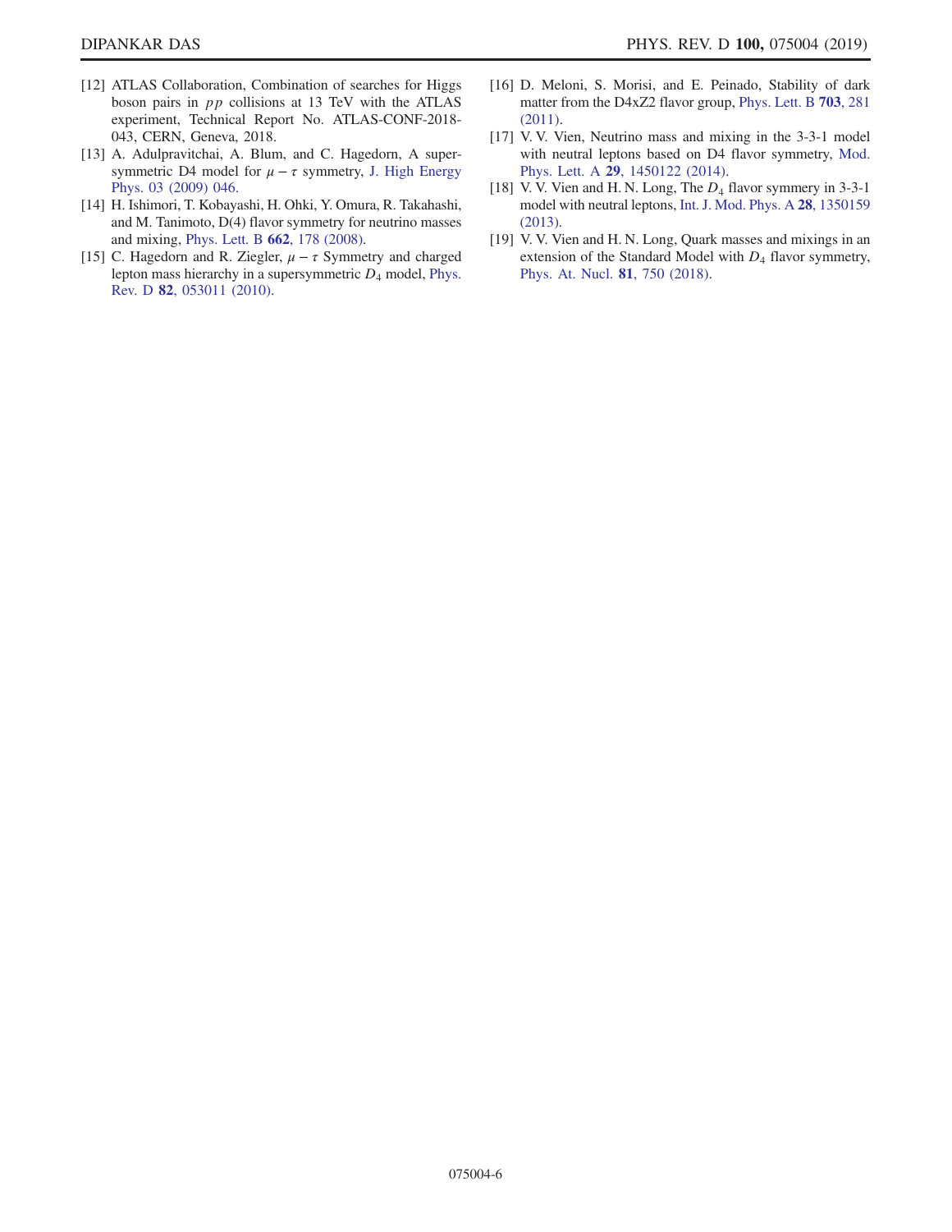[12] ATLAS Collaboration, Combination of searches for Higgs boson pairs in $pp$ collisions at 13 TeV with the ATLAS experiment, Technical Report No. ATLAS-CONF-2018-043, CERN, Geneva, 2018.

[13] A. Adulpravitchai, A. Blum, and C. Hagedorn, A supersymmetric D4 model for $\mu - \tau$ symmetry, J. High Energy Phys. 03 (2009) 046.

[14] H. Ishimori, T. Kobayashi, H. Ohki, Y. Omura, R. Takahashi, and M. Tanimoto, D(4) flavor symmetry for neutrino masses and mixing, Phys. Lett. B **662**, 178 (2008).

[15] C. Hagedorn and R. Ziegler, $\mu - \tau$ Symmetry and charged lepton mass hierarchy in a supersymmetric $D_4$ model, Phys. Rev. D **82**, 053011 (2010).

[16] D. Meloni, S. Morisi, and E. Peinado, Stability of dark matter from the D4xZ2 flavor group, Phys. Lett. B **703**, 281 (2011).

[17] V. V. Vien, Neutrino mass and mixing in the 3-3-1 model with neutral leptons based on D4 flavor symmetry, Mod. Phys. Lett. A **29**, 1450122 (2014).

[18] V. V. Vien and H. N. Long, The $D_4$ flavor symmery in 3-3-1 model with neutral leptons, Int. J. Mod. Phys. A **28**, 1350159 (2013).

[19] V. V. Vien and H. N. Long, Quark masses and mixings in an extension of the Standard Model with $D_4$ flavor symmetry, Phys. At. Nucl. **81**, 750 (2018).